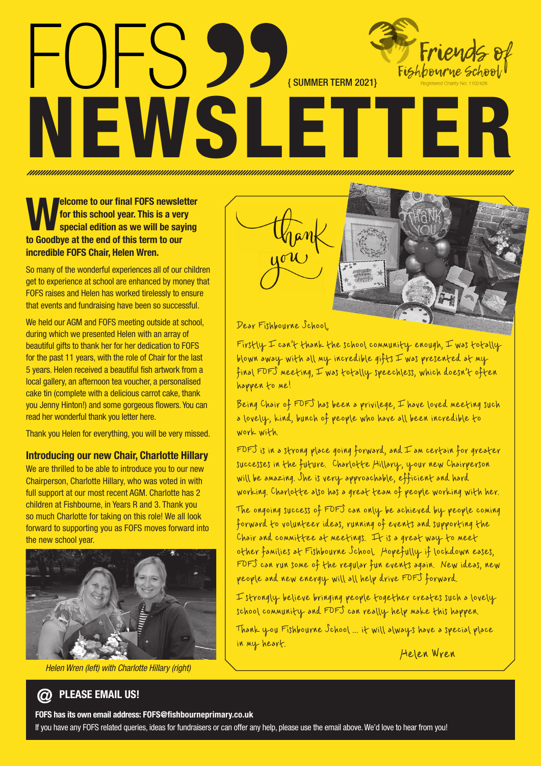# FOFS NEWSLETTER

{ SUMMER TERM 2021}

Friends of Fishbourne School

Registered Charity No: 1102426

**Welcome to our final FOFS newsletter for this school year. This is a very special edition as we will be saying to Goodbye at the end of this term to our incredible FOFS Chair, Helen Wren.**

So many of the wonderful experiences all of our children get to experience at school are enhanced by money that FOFS raises and Helen has worked tirelessly to ensure that events and fundraising have been so successful.

We held our AGM and FOFS meeting outside at school, during which we presented Helen with an array of beautiful gifts to thank her for her dedication to FOFS for the past 11 years, with the role of Chair for the last 5 years. Helen received a beautiful fish artwork from a local gallery, an afternoon tea voucher, a personalised cake tin (complete with a delicious carrot cake, thank you Jenny Hinton!) and some gorgeous flowers. You can read her wonderful thank you letter here.

Thank you Helen for everything, you will be very missed.

## Introducing our new Chair, Charlotte Hillary

We are thrilled to be able to introduce you to our new Chairperson, Charlotte Hillary, who was voted in with full support at our most recent AGM. Charlotte has 2 children at Fishbourne, in Years R and 3. Thank you so much Charlotte for taking on this role! We all look forward to supporting you as FOFS moves forward into the new school year.

*Helen Wren (left) with Charlotte Hillary (right)*

thank you

Dear Fishbourne School,

Firstly I can't thank the school community enough, I was totally blown away with all my incredible gifts I was presented at my final FOFS meeting, I was totally speechless, which doesn't often happen to me!

Being Chair of FOFS has been a privilege, I have loved meeting such a lovely, kind, bunch of people who have all been incredible to work with.

FOFS is in a strong place going forward, and I am certain for greater successes in the future. Charlotte Hillary, your new Chairperson will be amazing. She is very approachable, efficient and hard working. Charlotte also has a great team of people working with her.

The ongoing success of FOFS can only be achieved by people coming forward to volunteer ideas, running of events and supporting the Chair and committee at meetings. It is a great way to meet other families at Fishbourne School. Hopefully if lockdown eases, FOFS can run some of the regular fun events again. New ideas, new people and new energy will all help drive FOFS forward.

I strongly believe bringing people together creates such a lovely school community and FOFS can really help make this happen.

Thank you Fishbourne School ... it will always have a special place in my heart.

Helen Wren

## @ PLEASE EMAIL US!

**FOFS has its own email address: FOFS@fishbourneprimary.co.uk**

If you have any FOFS related queries, ideas for fundraisers or can offer any help, please use the email above. We'd love to hear from you!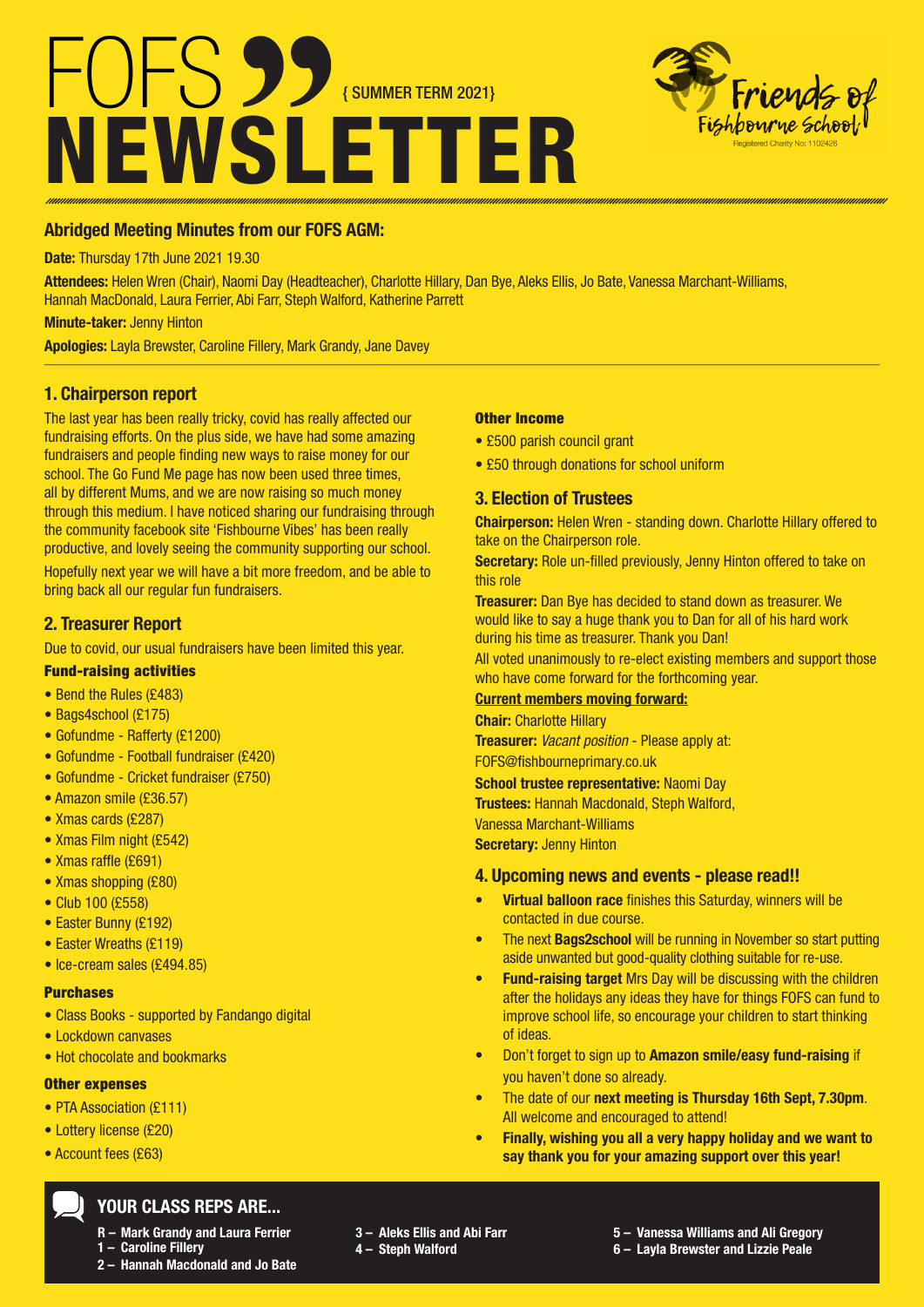# FOFS NEWSLETTER

{ SUMMER TERM 2021}

Friends of Fishbourne School
Registered Charity No: 1102426

## Abridged Meeting Minutes from our FOFS AGM:

**Date:** Thursday 17th June 2021 19.30

**Attendees:** Helen Wren (Chair), Naomi Day (Headteacher), Charlotte Hillary, Dan Bye, Aleks Ellis, Jo Bate, Vanessa Marchant-Williams, Hannah MacDonald, Laura Ferrier, Abi Farr, Steph Walford, Katherine Parrett

**Minute-taker:** Jenny Hinton

**Apologies:** Layla Brewster, Caroline Fillery, Mark Grandy, Jane Davey

### 1. Chairperson report

The last year has been really tricky, covid has really affected our fundraising efforts. On the plus side, we have had some amazing fundraisers and people finding new ways to raise money for our school. The Go Fund Me page has now been used three times, all by different Mums, and we are now raising so much money through this medium. I have noticed sharing our fundraising through the community facebook site 'Fishbourne Vibes' has been really productive, and lovely seeing the community supporting our school.

Hopefully next year we will have a bit more freedom, and be able to bring back all our regular fun fundraisers.

### 2. Treasurer Report

Due to covid, our usual fundraisers have been limited this year.

#### Fund-raising activities

- Bend the Rules (£483)
- Bags4school (£175)
- Gofundme - Rafferty (£1200)
- Gofundme - Football fundraiser (£420)
- Gofundme - Cricket fundraiser (£750)
- Amazon smile (£36.57)
- Xmas cards (£287)
- Xmas Film night (£542)
- Xmas raffle (£691)
- Xmas shopping (£80)
- Club 100 (£558)
- Easter Bunny (£192)
- Easter Wreaths (£119)
- Ice-cream sales (£494.85)

#### Purchases

- Class Books - supported by Fandango digital
- Lockdown canvases
- Hot chocolate and bookmarks

#### Other expenses

- PTA Association (£111)
- Lottery license (£20)
- Account fees (£63)

#### Other Income

- £500 parish council grant
- £50 through donations for school uniform

### 3. Election of Trustees

**Chairperson:** Helen Wren - standing down. Charlotte Hillary offered to take on the Chairperson role.

**Secretary:** Role un-filled previously, Jenny Hinton offered to take on this role

**Treasurer:** Dan Bye has decided to stand down as treasurer. We would like to say a huge thank you to Dan for all of his hard work during his time as treasurer. Thank you Dan!

All voted unanimously to re-elect existing members and support those who have come forward for the forthcoming year.

**Current members moving forward:**

**Chair:** Charlotte Hillary

**Treasurer:** *Vacant position* - Please apply at: FOFS@fishbourneprimary.co.uk

**School trustee representative:** Naomi Day

**Trustees:** Hannah Macdonald, Steph Walford, Vanessa Marchant-Williams

**Secretary:** Jenny Hinton

### 4. Upcoming news and events - please read!!

- **Virtual balloon race** finishes this Saturday, winners will be contacted in due course.
- The next **Bags2school** will be running in November so start putting aside unwanted but good-quality clothing suitable for re-use.
- **Fund-raising target** Mrs Day will be discussing with the children after the holidays any ideas they have for things FOFS can fund to improve school life, so encourage your children to start thinking of ideas.
- Don't forget to sign up to **Amazon smile/easy fund-raising** if you haven't done so already.
- The date of our **next meeting is Thursday 16th Sept, 7.30pm**. All welcome and encouraged to attend!
- **Finally, wishing you all a very happy holiday and we want to say thank you for your amazing support over this year!**

### YOUR CLASS REPS ARE...

- **R – Mark Grandy and Laura Ferrier**
- **1 – Caroline Fillery**
- **2 – Hannah Macdonald and Jo Bate**
- **3 – Aleks Ellis and Abi Farr**
- **4 – Steph Walford**
- **5 – Vanessa Williams and Ali Gregory**
- **6 – Layla Brewster and Lizzie Peale**